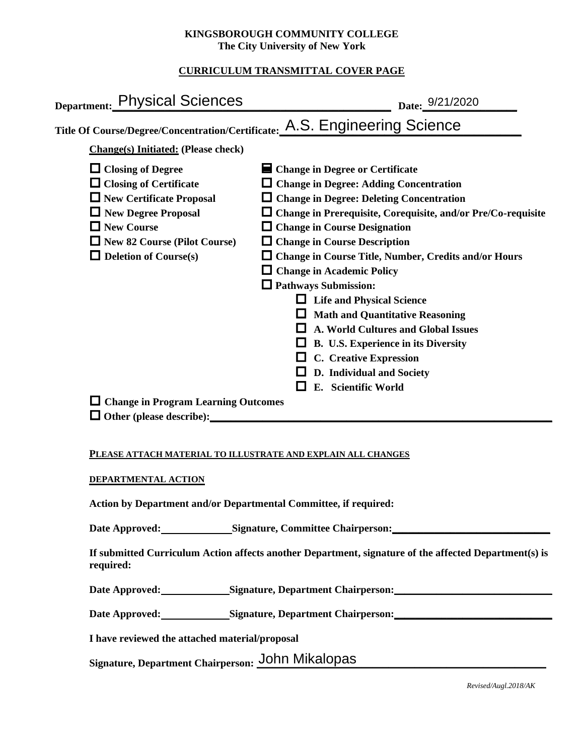**KINGSBOROUGH COMMUNITY COLLEGE**
**The City University of New York**

**CURRICULUM TRANSMITTAL COVER PAGE**

**Department:** Physical Sciences **Date:** 9/21/2020

**Title Of Course/Degree/Concentration/Certificate:** A.S. Engineering Science

**Change(s) Initiated:** (Please check)

- ☐ **Closing of Degree**
- ☐ **Closing of Certificate**
- ☐ **New Certificate Proposal**
- ☐ **New Degree Proposal**
- ☐ **New Course**
- ☐ **New 82 Course (Pilot Course)**
- ☐ **Deletion of Course(s)**
- ☑ **Change in Degree or Certificate**
- ☐ **Change in Degree: Adding Concentration**
- ☐ **Change in Degree: Deleting Concentration**
- ☐ **Change in Prerequisite, Corequisite, and/or Pre/Co-requisite**
- ☐ **Change in Course Designation**
- ☐ **Change in Course Description**
- ☐ **Change in Course Title, Number, Credits and/or Hours**
- ☐ **Change in Academic Policy**
- ☐ **Pathways Submission:**
  - ☐ **Life and Physical Science**
  - ☐ **Math and Quantitative Reasoning**
  - ☐ **A. World Cultures and Global Issues**
  - ☐ **B. U.S. Experience in its Diversity**
  - ☐ **C. Creative Expression**
  - ☐ **D. Individual and Society**
  - ☐ **E. Scientific World**
- ☐ **Change in Program Learning Outcomes**
- ☐ **Other (please describe):**\_\_\_\_\_\_\_\_\_\_\_\_\_\_\_\_\_\_\_\_

**PLEASE ATTACH MATERIAL TO ILLUSTRATE AND EXPLAIN ALL CHANGES**

**DEPARTMENTAL ACTION**

**Action by Department and/or Departmental Committee, if required:**

**Date Approved:**\_\_\_\_\_\_\_\_\_\_ **Signature, Committee Chairperson:**\_\_\_\_\_\_\_\_\_\_\_\_\_\_\_\_\_\_\_\_

**If submitted Curriculum Action affects another Department, signature of the affected Department(s) is required:**

**Date Approved:**\_\_\_\_\_\_\_\_\_\_ **Signature, Department Chairperson:**\_\_\_\_\_\_\_\_\_\_\_\_\_\_\_\_\_\_\_\_

**Date Approved:**\_\_\_\_\_\_\_\_\_\_ **Signature, Department Chairperson:**\_\_\_\_\_\_\_\_\_\_\_\_\_\_\_\_\_\_\_\_

**I have reviewed the attached material/proposal**

**Signature, Department Chairperson:** John Mikalopas

*Revised/Augl.2018/AK*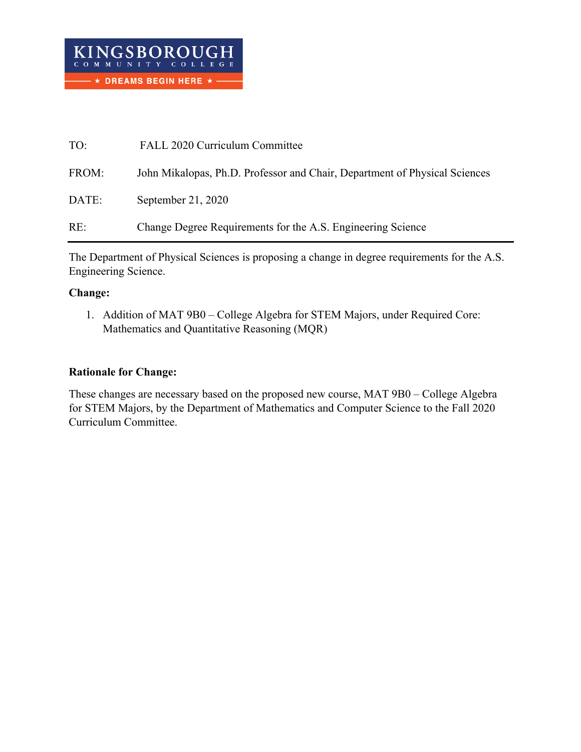KINGSBOROUGH COMMUNITY COLLEGE

★ DREAMS BEGIN HERE ★

TO: FALL 2020 Curriculum Committee

FROM: John Mikalopas, Ph.D. Professor and Chair, Department of Physical Sciences

DATE: September 21, 2020

RE: Change Degree Requirements for the A.S. Engineering Science

---

The Department of Physical Sciences is proposing a change in degree requirements for the A.S. Engineering Science.

**Change:**

1. Addition of MAT 9B0 – College Algebra for STEM Majors, under Required Core: Mathematics and Quantitative Reasoning (MQR)

**Rationale for Change:**

These changes are necessary based on the proposed new course, MAT 9B0 – College Algebra for STEM Majors, by the Department of Mathematics and Computer Science to the Fall 2020 Curriculum Committee.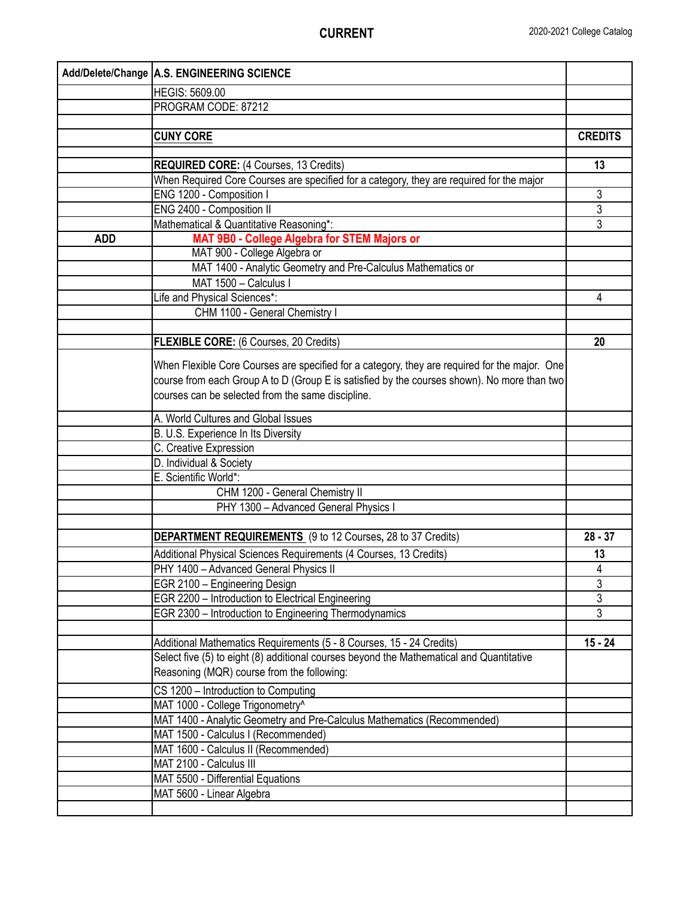# CURRENT

2020-2021 College Catalog

| Add/Delete/Change | A.S. ENGINEERING SCIENCE | |
|---|---|---|
| | HEGIS: 5609.00 | |
| | PROGRAM CODE: 87212 | |
| | | |
| | **CUNY CORE** | **CREDITS** |
| | | |
| | **REQUIRED CORE:** (4 Courses, 13 Credits) | **13** |
| | When Required Core Courses are specified for a category, they are required for the major | |
| | ENG 1200 - Composition I | 3 |
| | ENG 2400 - Composition II | 3 |
| | Mathematical & Quantitative Reasoning*: | 3 |
| **ADD** | **MAT 9B0 - College Algebra for STEM Majors or** | |
| | MAT 900 - College Algebra or | |
| | MAT 1400 - Analytic Geometry and Pre-Calculus Mathematics or | |
| | MAT 1500 – Calculus I | |
| | Life and Physical Sciences*: | 4 |
| | CHM 1100 - General Chemistry I | |
| | | |
| | **FLEXIBLE CORE:** (6 Courses, 20 Credits) | **20** |
| | When Flexible Core Courses are specified for a category, they are required for the major. One course from each Group A to D (Group E is satisfied by the courses shown). No more than two courses can be selected from the same discipline. | |
| | A. World Cultures and Global Issues | |
| | B. U.S. Experience In Its Diversity | |
| | C. Creative Expression | |
| | D. Individual & Society | |
| | E. Scientific World*: | |
| | CHM 1200 - General Chemistry II | |
| | PHY 1300 – Advanced General Physics I | |
| | | |
| | **DEPARTMENT REQUIREMENTS** (9 to 12 Courses, 28 to 37 Credits) | **28 - 37** |
| | Additional Physical Sciences Requirements (4 Courses, 13 Credits) | **13** |
| | PHY 1400 – Advanced General Physics II | 4 |
| | EGR 2100 – Engineering Design | 3 |
| | EGR 2200 – Introduction to Electrical Engineering | 3 |
| | EGR 2300 – Introduction to Engineering Thermodynamics | 3 |
| | | |
| | Additional Mathematics Requirements (5 - 8 Courses, 15 - 24 Credits) | **15 - 24** |
| | Select five (5) to eight (8) additional courses beyond the Mathematical and Quantitative Reasoning (MQR) course from the following: | |
| | CS 1200 – Introduction to Computing | |
| | MAT 1000 - College Trigonometry^ | |
| | MAT 1400 - Analytic Geometry and Pre-Calculus Mathematics (Recommended) | |
| | MAT 1500 - Calculus I (Recommended) | |
| | MAT 1600 - Calculus II (Recommended) | |
| | MAT 2100 - Calculus III | |
| | MAT 5500 - Differential Equations | |
| | MAT 5600 - Linear Algebra | |
| | | |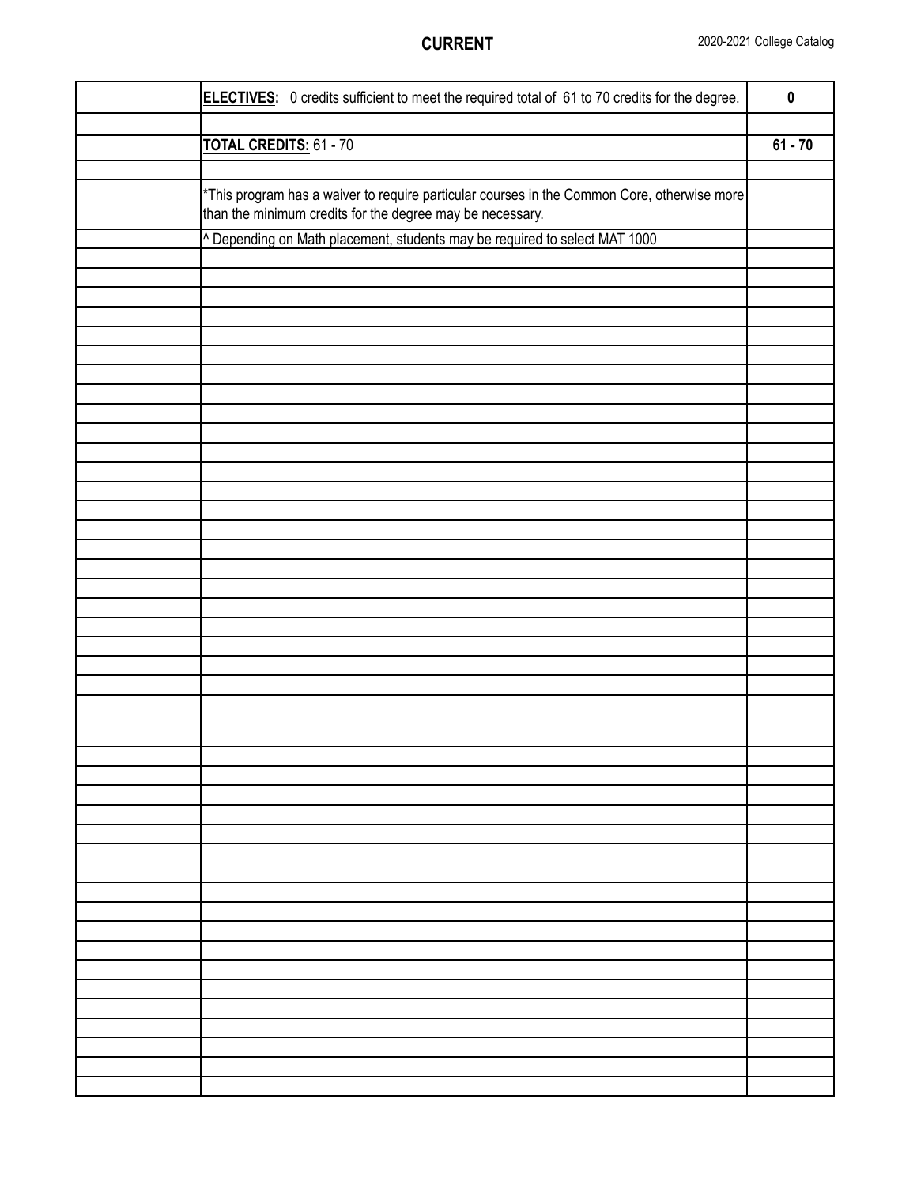| | | |
|---|---|---|
| | **ELECTIVES:** 0 credits sufficient to meet the required total of 61 to 70 credits for the degree. | **0** |
| | | |
| | **TOTAL CREDITS:** 61 - 70 | **61 - 70** |
| | | |
| | *This program has a waiver to require particular courses in the Common Core, otherwise more than the minimum credits for the degree may be necessary. | |
| | ^ Depending on Math placement, students may be required to select MAT 1000 | |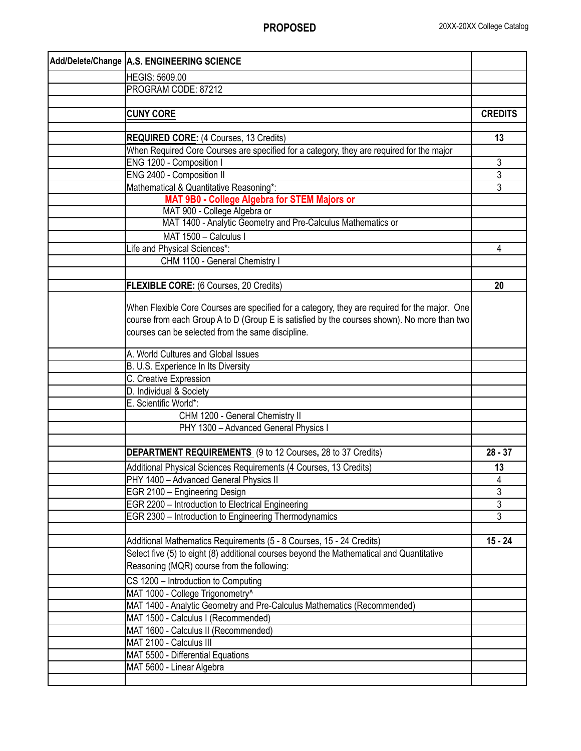**PROPOSED**

| Add/Delete/Change | A.S. ENGINEERING SCIENCE | |
|---|---|---|
| | HEGIS: 5609.00 | |
| | PROGRAM CODE: 87212 | |
| | | |
| | **CUNY CORE** | **CREDITS** |
| | | |
| | **REQUIRED CORE:** (4 Courses, 13 Credits) | **13** |
| | When Required Core Courses are specified for a category, they are required for the major | |
| | ENG 1200 - Composition I | 3 |
| | ENG 2400 - Composition II | 3 |
| | Mathematical & Quantitative Reasoning*: | 3 |
| | **MAT 9B0 - College Algebra for STEM Majors or** | |
| | MAT 900 - College Algebra or | |
| | MAT 1400 - Analytic Geometry and Pre-Calculus Mathematics or | |
| | MAT 1500 – Calculus I | |
| | Life and Physical Sciences*: | 4 |
| | CHM 1100 - General Chemistry I | |
| | | |
| | **FLEXIBLE CORE:** (6 Courses, 20 Credits) | **20** |
| | When Flexible Core Courses are specified for a category, they are required for the major. One course from each Group A to D (Group E is satisfied by the courses shown). No more than two courses can be selected from the same discipline. | |
| | A. World Cultures and Global Issues | |
| | B. U.S. Experience In Its Diversity | |
| | C. Creative Expression | |
| | D. Individual & Society | |
| | E. Scientific World*: | |
| | CHM 1200 - General Chemistry II | |
| | PHY 1300 – Advanced General Physics I | |
| | | |
| | **DEPARTMENT REQUIREMENTS** (9 to 12 Courses, 28 to 37 Credits) | **28 - 37** |
| | Additional Physical Sciences Requirements (4 Courses, 13 Credits) | **13** |
| | PHY 1400 – Advanced General Physics II | 4 |
| | EGR 2100 – Engineering Design | 3 |
| | EGR 2200 – Introduction to Electrical Engineering | 3 |
| | EGR 2300 – Introduction to Engineering Thermodynamics | 3 |
| | | |
| | Additional Mathematics Requirements (5 - 8 Courses, 15 - 24 Credits) | **15 - 24** |
| | Select five (5) to eight (8) additional courses beyond the Mathematical and Quantitative Reasoning (MQR) course from the following: | |
| | CS 1200 – Introduction to Computing | |
| | MAT 1000 - College Trigonometry^ | |
| | MAT 1400 - Analytic Geometry and Pre-Calculus Mathematics (Recommended) | |
| | MAT 1500 - Calculus I (Recommended) | |
| | MAT 1600 - Calculus II (Recommended) | |
| | MAT 2100 - Calculus III | |
| | MAT 5500 - Differential Equations | |
| | MAT 5600 - Linear Algebra | |
| | | |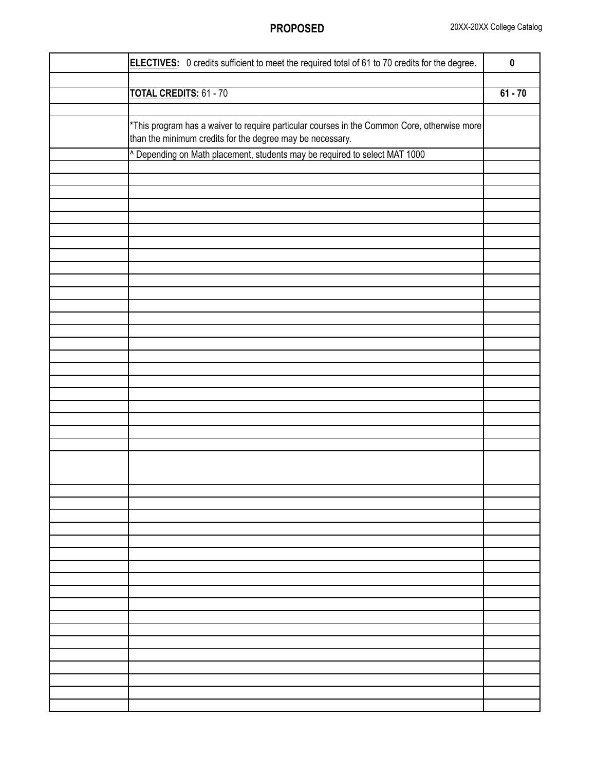| | | |
|---|---|---|
| | **ELECTIVES:** 0 credits sufficient to meet the required total of 61 to 70 credits for the degree. | **0** |
| | | |
| | **TOTAL CREDITS:** 61 - 70 | **61 - 70** |
| | | |
| | *This program has a waiver to require particular courses in the Common Core, otherwise more than the minimum credits for the degree may be necessary. | |
| | ^ Depending on Math placement, students may be required to select MAT 1000 | |